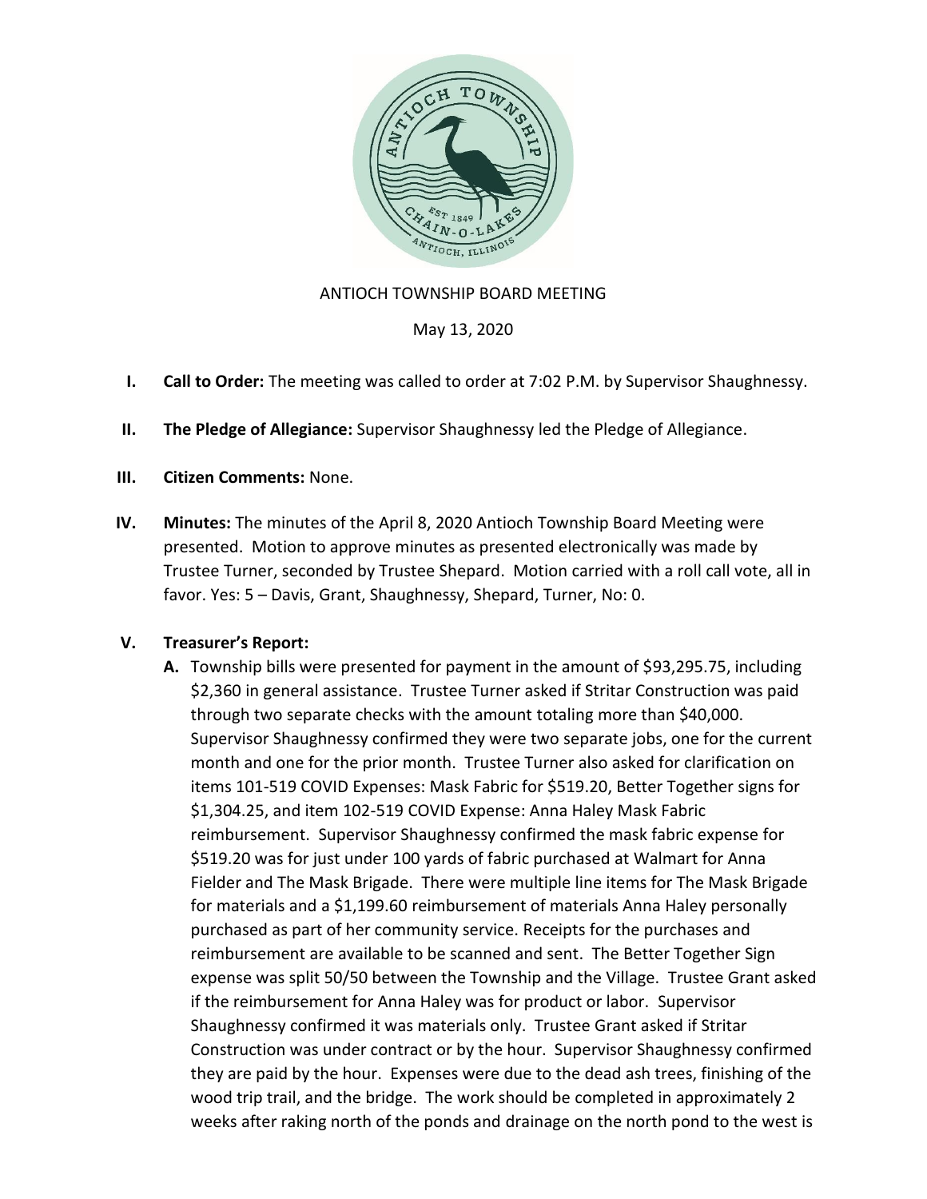ANTIOCH TOWNSHIP BOARD MEETING

May 13, 2020

I. **Call to Order:** The meeting was called to order at 7:02 P.M. by Supervisor Shaughnessy.

II. **The Pledge of Allegiance:** Supervisor Shaughnessy led the Pledge of Allegiance.

III. **Citizen Comments:** None.

IV. **Minutes:** The minutes of the April 8, 2020 Antioch Township Board Meeting were presented. Motion to approve minutes as presented electronically was made by Trustee Turner, seconded by Trustee Shepard. Motion carried with a roll call vote, all in favor. Yes: 5 – Davis, Grant, Shaughnessy, Shepard, Turner, No: 0.

V. **Treasurer's Report:**

   A. Township bills were presented for payment in the amount of $93,295.75, including $2,360 in general assistance. Trustee Turner asked if Stritar Construction was paid through two separate checks with the amount totaling more than $40,000. Supervisor Shaughnessy confirmed they were two separate jobs, one for the current month and one for the prior month. Trustee Turner also asked for clarification on items 101-519 COVID Expenses: Mask Fabric for $519.20, Better Together signs for $1,304.25, and item 102-519 COVID Expense: Anna Haley Mask Fabric reimbursement. Supervisor Shaughnessy confirmed the mask fabric expense for $519.20 was for just under 100 yards of fabric purchased at Walmart for Anna Fielder and The Mask Brigade. There were multiple line items for The Mask Brigade for materials and a $1,199.60 reimbursement of materials Anna Haley personally purchased as part of her community service. Receipts for the purchases and reimbursement are available to be scanned and sent. The Better Together Sign expense was split 50/50 between the Township and the Village. Trustee Grant asked if the reimbursement for Anna Haley was for product or labor. Supervisor Shaughnessy confirmed it was materials only. Trustee Grant asked if Stritar Construction was under contract or by the hour. Supervisor Shaughnessy confirmed they are paid by the hour. Expenses were due to the dead ash trees, finishing of the wood trip trail, and the bridge. The work should be completed in approximately 2 weeks after raking north of the ponds and drainage on the north pond to the west is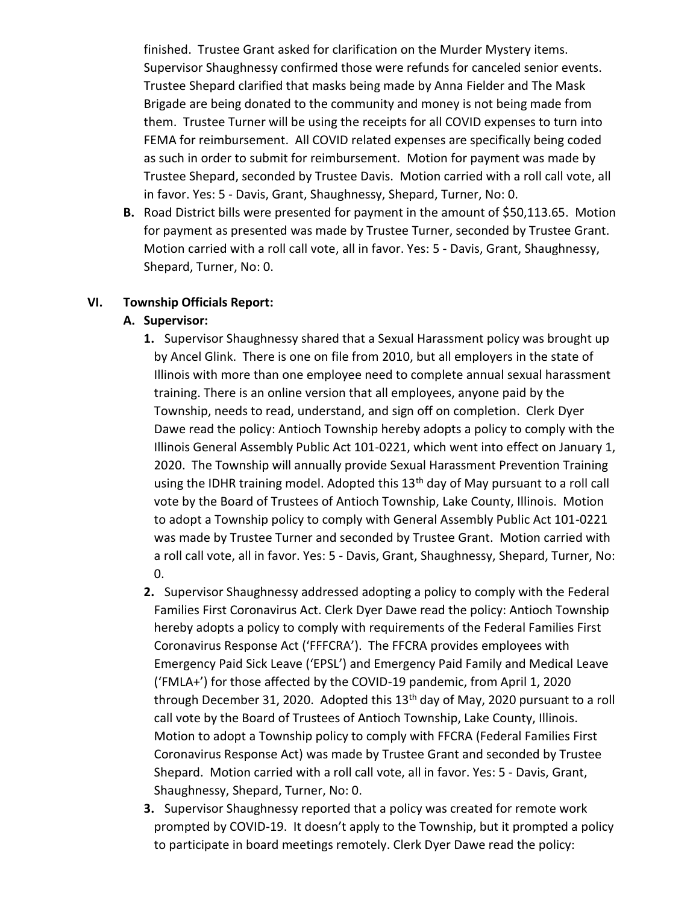finished. Trustee Grant asked for clarification on the Murder Mystery items. Supervisor Shaughnessy confirmed those were refunds for canceled senior events. Trustee Shepard clarified that masks being made by Anna Fielder and The Mask Brigade are being donated to the community and money is not being made from them. Trustee Turner will be using the receipts for all COVID expenses to turn into FEMA for reimbursement. All COVID related expenses are specifically being coded as such in order to submit for reimbursement. Motion for payment was made by Trustee Shepard, seconded by Trustee Davis. Motion carried with a roll call vote, all in favor. Yes: 5 - Davis, Grant, Shaughnessy, Shepard, Turner, No: 0.

**B.** Road District bills were presented for payment in the amount of $50,113.65. Motion for payment as presented was made by Trustee Turner, seconded by Trustee Grant. Motion carried with a roll call vote, all in favor. Yes: 5 - Davis, Grant, Shaughnessy, Shepard, Turner, No: 0.

## VI. Township Officials Report:

### A. Supervisor:

1. Supervisor Shaughnessy shared that a Sexual Harassment policy was brought up by Ancel Glink. There is one on file from 2010, but all employers in the state of Illinois with more than one employee need to complete annual sexual harassment training. There is an online version that all employees, anyone paid by the Township, needs to read, understand, and sign off on completion. Clerk Dyer Dawe read the policy: Antioch Township hereby adopts a policy to comply with the Illinois General Assembly Public Act 101-0221, which went into effect on January 1, 2020. The Township will annually provide Sexual Harassment Prevention Training using the IDHR training model. Adopted this 13th day of May pursuant to a roll call vote by the Board of Trustees of Antioch Township, Lake County, Illinois. Motion to adopt a Township policy to comply with General Assembly Public Act 101-0221 was made by Trustee Turner and seconded by Trustee Grant. Motion carried with a roll call vote, all in favor. Yes: 5 - Davis, Grant, Shaughnessy, Shepard, Turner, No: 0.
2. Supervisor Shaughnessy addressed adopting a policy to comply with the Federal Families First Coronavirus Act. Clerk Dyer Dawe read the policy: Antioch Township hereby adopts a policy to comply with requirements of the Federal Families First Coronavirus Response Act ('FFFCRA'). The FFCRA provides employees with Emergency Paid Sick Leave ('EPSL') and Emergency Paid Family and Medical Leave ('FMLA+') for those affected by the COVID-19 pandemic, from April 1, 2020 through December 31, 2020. Adopted this 13th day of May, 2020 pursuant to a roll call vote by the Board of Trustees of Antioch Township, Lake County, Illinois. Motion to adopt a Township policy to comply with FFCRA (Federal Families First Coronavirus Response Act) was made by Trustee Grant and seconded by Trustee Shepard. Motion carried with a roll call vote, all in favor. Yes: 5 - Davis, Grant, Shaughnessy, Shepard, Turner, No: 0.
3. Supervisor Shaughnessy reported that a policy was created for remote work prompted by COVID-19. It doesn't apply to the Township, but it prompted a policy to participate in board meetings remotely. Clerk Dyer Dawe read the policy: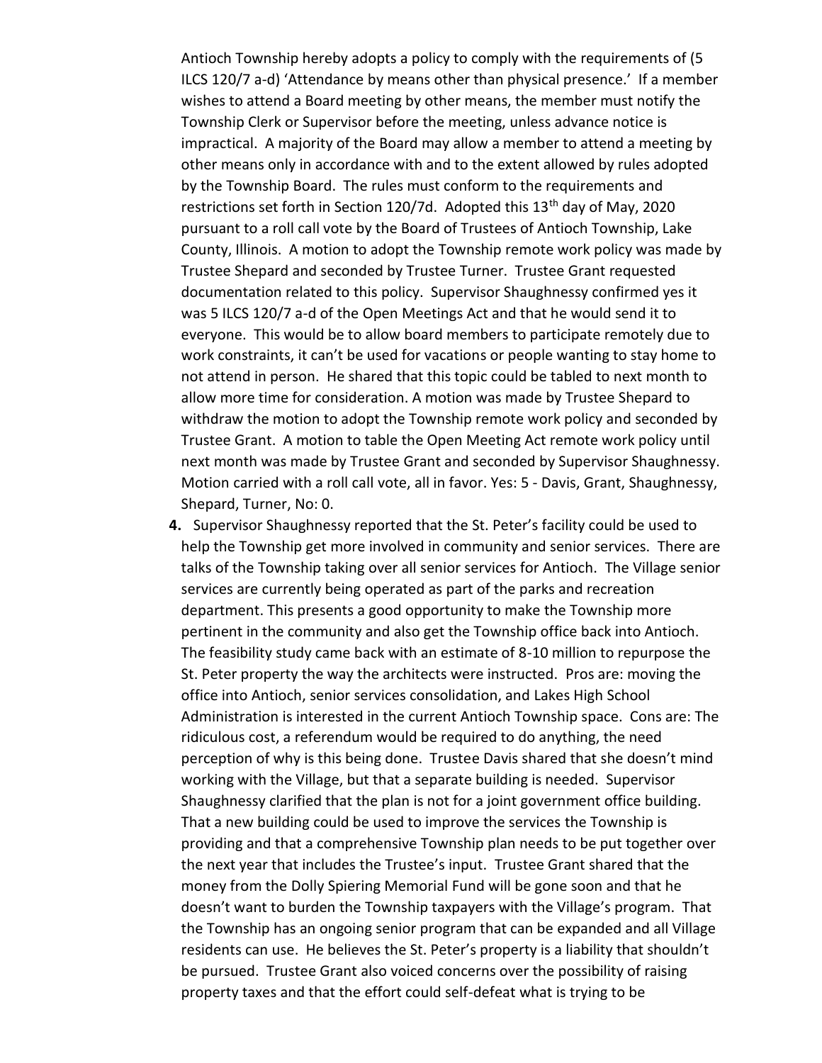Antioch Township hereby adopts a policy to comply with the requirements of (5 ILCS 120/7 a-d) 'Attendance by means other than physical presence.' If a member wishes to attend a Board meeting by other means, the member must notify the Township Clerk or Supervisor before the meeting, unless advance notice is impractical. A majority of the Board may allow a member to attend a meeting by other means only in accordance with and to the extent allowed by rules adopted by the Township Board. The rules must conform to the requirements and restrictions set forth in Section 120/7d. Adopted this 13th day of May, 2020 pursuant to a roll call vote by the Board of Trustees of Antioch Township, Lake County, Illinois. A motion to adopt the Township remote work policy was made by Trustee Shepard and seconded by Trustee Turner. Trustee Grant requested documentation related to this policy. Supervisor Shaughnessy confirmed yes it was 5 ILCS 120/7 a-d of the Open Meetings Act and that he would send it to everyone. This would be to allow board members to participate remotely due to work constraints, it can't be used for vacations or people wanting to stay home to not attend in person. He shared that this topic could be tabled to next month to allow more time for consideration. A motion was made by Trustee Shepard to withdraw the motion to adopt the Township remote work policy and seconded by Trustee Grant. A motion to table the Open Meeting Act remote work policy until next month was made by Trustee Grant and seconded by Supervisor Shaughnessy. Motion carried with a roll call vote, all in favor. Yes: 5 - Davis, Grant, Shaughnessy, Shepard, Turner, No: 0.

**4.** Supervisor Shaughnessy reported that the St. Peter's facility could be used to help the Township get more involved in community and senior services. There are talks of the Township taking over all senior services for Antioch. The Village senior services are currently being operated as part of the parks and recreation department. This presents a good opportunity to make the Township more pertinent in the community and also get the Township office back into Antioch. The feasibility study came back with an estimate of 8-10 million to repurpose the St. Peter property the way the architects were instructed. Pros are: moving the office into Antioch, senior services consolidation, and Lakes High School Administration is interested in the current Antioch Township space. Cons are: The ridiculous cost, a referendum would be required to do anything, the need perception of why is this being done. Trustee Davis shared that she doesn't mind working with the Village, but that a separate building is needed. Supervisor Shaughnessy clarified that the plan is not for a joint government office building. That a new building could be used to improve the services the Township is providing and that a comprehensive Township plan needs to be put together over the next year that includes the Trustee's input. Trustee Grant shared that the money from the Dolly Spiering Memorial Fund will be gone soon and that he doesn't want to burden the Township taxpayers with the Village's program. That the Township has an ongoing senior program that can be expanded and all Village residents can use. He believes the St. Peter's property is a liability that shouldn't be pursued. Trustee Grant also voiced concerns over the possibility of raising property taxes and that the effort could self-defeat what is trying to be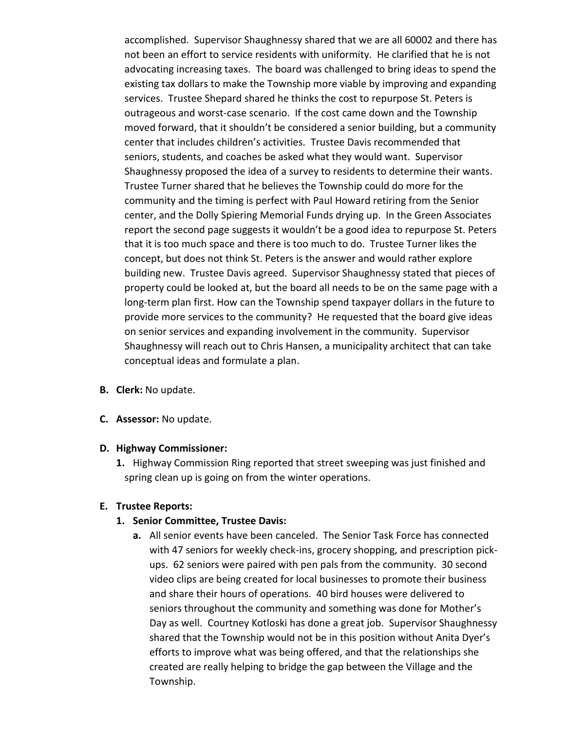accomplished. Supervisor Shaughnessy shared that we are all 60002 and there has not been an effort to service residents with uniformity. He clarified that he is not advocating increasing taxes. The board was challenged to bring ideas to spend the existing tax dollars to make the Township more viable by improving and expanding services. Trustee Shepard shared he thinks the cost to repurpose St. Peters is outrageous and worst-case scenario. If the cost came down and the Township moved forward, that it shouldn't be considered a senior building, but a community center that includes children's activities. Trustee Davis recommended that seniors, students, and coaches be asked what they would want. Supervisor Shaughnessy proposed the idea of a survey to residents to determine their wants. Trustee Turner shared that he believes the Township could do more for the community and the timing is perfect with Paul Howard retiring from the Senior center, and the Dolly Spiering Memorial Funds drying up. In the Green Associates report the second page suggests it wouldn't be a good idea to repurpose St. Peters that it is too much space and there is too much to do. Trustee Turner likes the concept, but does not think St. Peters is the answer and would rather explore building new. Trustee Davis agreed. Supervisor Shaughnessy stated that pieces of property could be looked at, but the board all needs to be on the same page with a long-term plan first. How can the Township spend taxpayer dollars in the future to provide more services to the community? He requested that the board give ideas on senior services and expanding involvement in the community. Supervisor Shaughnessy will reach out to Chris Hansen, a municipality architect that can take conceptual ideas and formulate a plan.

**B. Clerk:** No update.

**C. Assessor:** No update.

**D. Highway Commissioner:**

1. Highway Commission Ring reported that street sweeping was just finished and spring clean up is going on from the winter operations.

**E. Trustee Reports:**

1. **Senior Committee, Trustee Davis:**
   a. All senior events have been canceled. The Senior Task Force has connected with 47 seniors for weekly check-ins, grocery shopping, and prescription pick-ups. 62 seniors were paired with pen pals from the community. 30 second video clips are being created for local businesses to promote their business and share their hours of operations. 40 bird houses were delivered to seniors throughout the community and something was done for Mother's Day as well. Courtney Kotloski has done a great job. Supervisor Shaughnessy shared that the Township would not be in this position without Anita Dyer's efforts to improve what was being offered, and that the relationships she created are really helping to bridge the gap between the Village and the Township.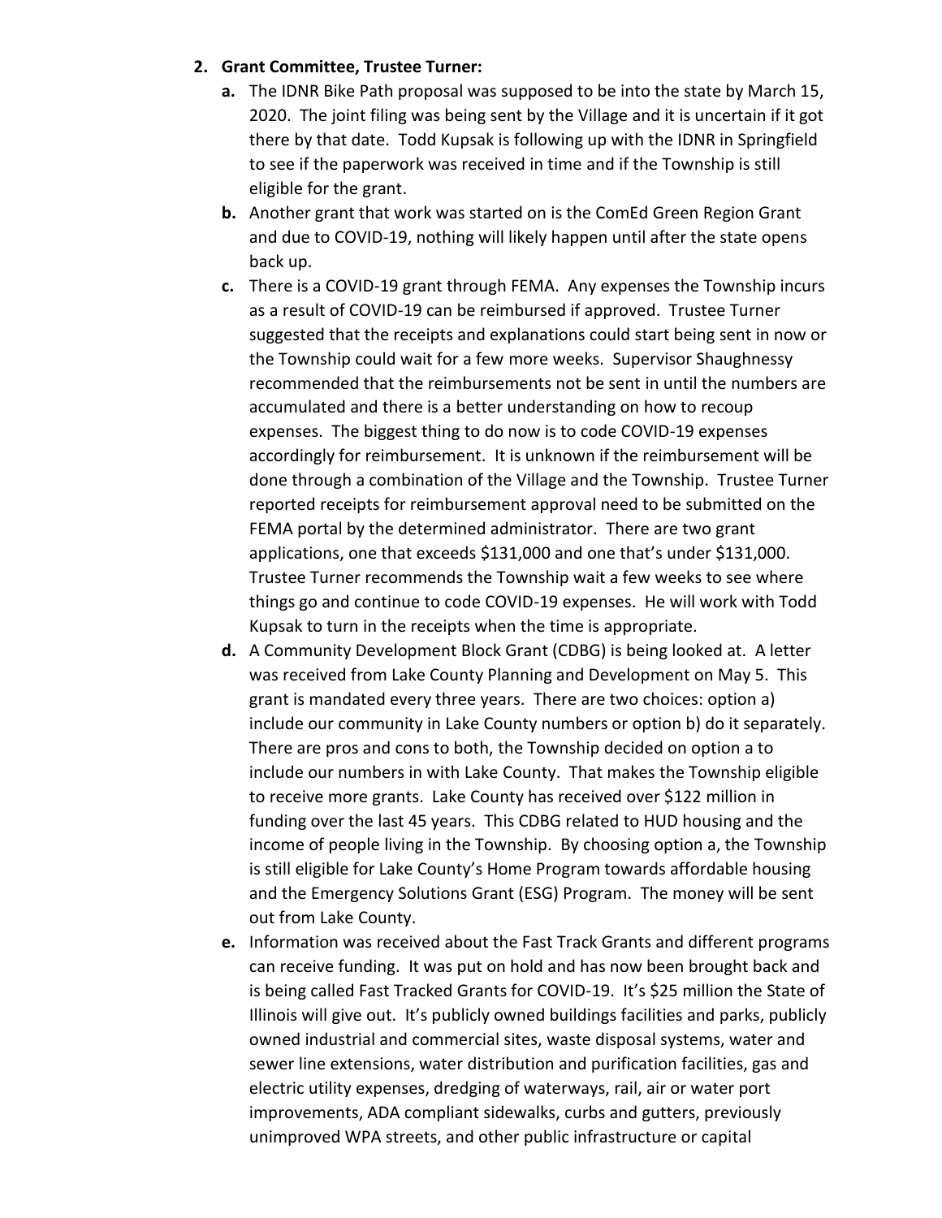2. **Grant Committee, Trustee Turner:**
   - **a.** The IDNR Bike Path proposal was supposed to be into the state by March 15, 2020. The joint filing was being sent by the Village and it is uncertain if it got there by that date. Todd Kupsak is following up with the IDNR in Springfield to see if the paperwork was received in time and if the Township is still eligible for the grant.
   - **b.** Another grant that work was started on is the ComEd Green Region Grant and due to COVID-19, nothing will likely happen until after the state opens back up.
   - **c.** There is a COVID-19 grant through FEMA. Any expenses the Township incurs as a result of COVID-19 can be reimbursed if approved. Trustee Turner suggested that the receipts and explanations could start being sent in now or the Township could wait for a few more weeks. Supervisor Shaughnessy recommended that the reimbursements not be sent in until the numbers are accumulated and there is a better understanding on how to recoup expenses. The biggest thing to do now is to code COVID-19 expenses accordingly for reimbursement. It is unknown if the reimbursement will be done through a combination of the Village and the Township. Trustee Turner reported receipts for reimbursement approval need to be submitted on the FEMA portal by the determined administrator. There are two grant applications, one that exceeds $131,000 and one that's under $131,000. Trustee Turner recommends the Township wait a few weeks to see where things go and continue to code COVID-19 expenses. He will work with Todd Kupsak to turn in the receipts when the time is appropriate.
   - **d.** A Community Development Block Grant (CDBG) is being looked at. A letter was received from Lake County Planning and Development on May 5. This grant is mandated every three years. There are two choices: option a) include our community in Lake County numbers or option b) do it separately. There are pros and cons to both, the Township decided on option a to include our numbers in with Lake County. That makes the Township eligible to receive more grants. Lake County has received over $122 million in funding over the last 45 years. This CDBG related to HUD housing and the income of people living in the Township. By choosing option a, the Township is still eligible for Lake County's Home Program towards affordable housing and the Emergency Solutions Grant (ESG) Program. The money will be sent out from Lake County.
   - **e.** Information was received about the Fast Track Grants and different programs can receive funding. It was put on hold and has now been brought back and is being called Fast Tracked Grants for COVID-19. It's $25 million the State of Illinois will give out. It's publicly owned buildings facilities and parks, publicly owned industrial and commercial sites, waste disposal systems, water and sewer line extensions, water distribution and purification facilities, gas and electric utility expenses, dredging of waterways, rail, air or water port improvements, ADA compliant sidewalks, curbs and gutters, previously unimproved WPA streets, and other public infrastructure or capital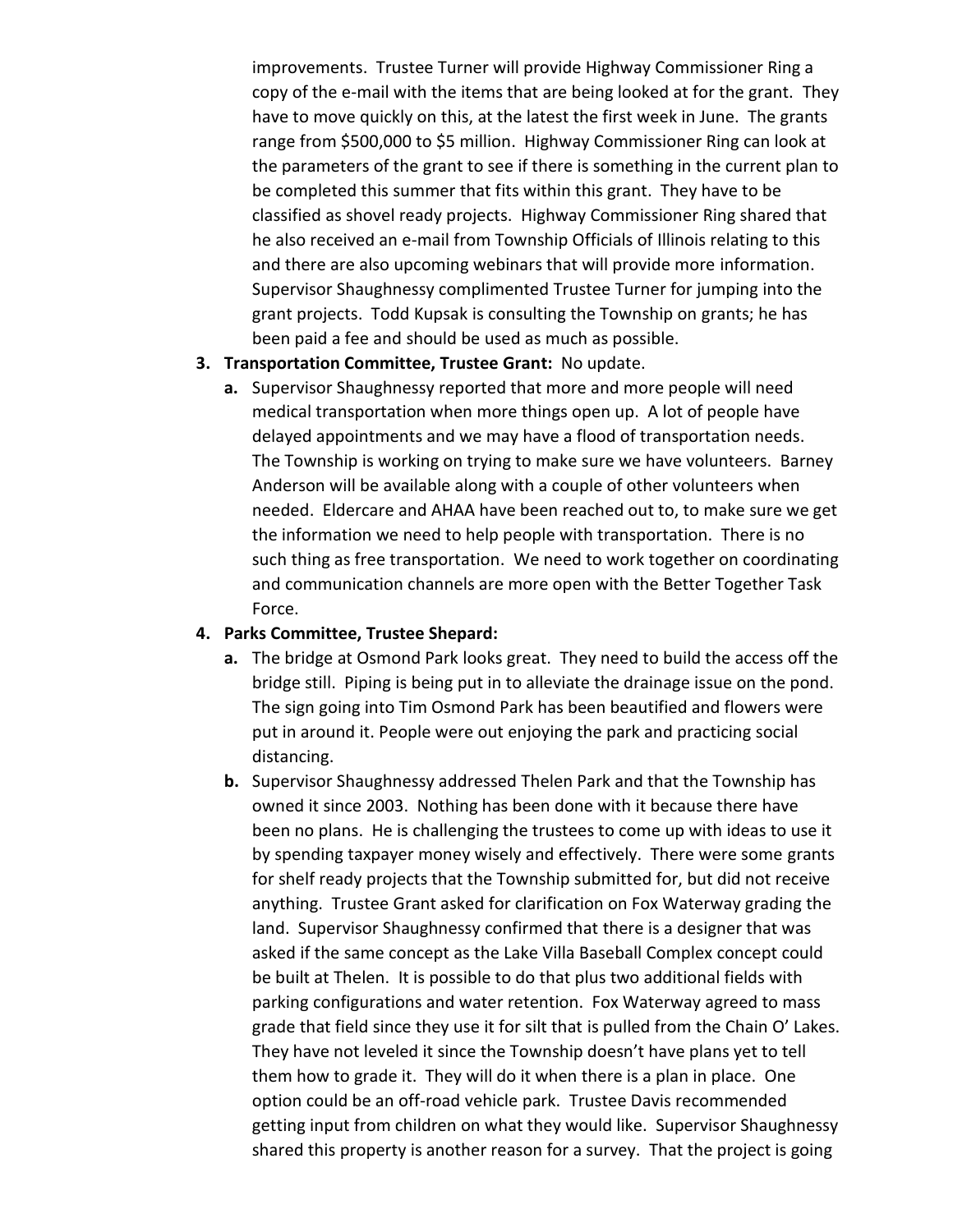improvements. Trustee Turner will provide Highway Commissioner Ring a copy of the e-mail with the items that are being looked at for the grant. They have to move quickly on this, at the latest the first week in June. The grants range from $500,000 to $5 million. Highway Commissioner Ring can look at the parameters of the grant to see if there is something in the current plan to be completed this summer that fits within this grant. They have to be classified as shovel ready projects. Highway Commissioner Ring shared that he also received an e-mail from Township Officials of Illinois relating to this and there are also upcoming webinars that will provide more information. Supervisor Shaughnessy complimented Trustee Turner for jumping into the grant projects. Todd Kupsak is consulting the Township on grants; he has been paid a fee and should be used as much as possible.

3. **Transportation Committee, Trustee Grant:** No update.
   a. Supervisor Shaughnessy reported that more and more people will need medical transportation when more things open up. A lot of people have delayed appointments and we may have a flood of transportation needs. The Township is working on trying to make sure we have volunteers. Barney Anderson will be available along with a couple of other volunteers when needed. Eldercare and AHAA have been reached out to, to make sure we get the information we need to help people with transportation. There is no such thing as free transportation. We need to work together on coordinating and communication channels are more open with the Better Together Task Force.

4. **Parks Committee, Trustee Shepard:**
   a. The bridge at Osmond Park looks great. They need to build the access off the bridge still. Piping is being put in to alleviate the drainage issue on the pond. The sign going into Tim Osmond Park has been beautified and flowers were put in around it. People were out enjoying the park and practicing social distancing.
   b. Supervisor Shaughnessy addressed Thelen Park and that the Township has owned it since 2003. Nothing has been done with it because there have been no plans. He is challenging the trustees to come up with ideas to use it by spending taxpayer money wisely and effectively. There were some grants for shelf ready projects that the Township submitted for, but did not receive anything. Trustee Grant asked for clarification on Fox Waterway grading the land. Supervisor Shaughnessy confirmed that there is a designer that was asked if the same concept as the Lake Villa Baseball Complex concept could be built at Thelen. It is possible to do that plus two additional fields with parking configurations and water retention. Fox Waterway agreed to mass grade that field since they use it for silt that is pulled from the Chain O' Lakes. They have not leveled it since the Township doesn't have plans yet to tell them how to grade it. They will do it when there is a plan in place. One option could be an off-road vehicle park. Trustee Davis recommended getting input from children on what they would like. Supervisor Shaughnessy shared this property is another reason for a survey. That the project is going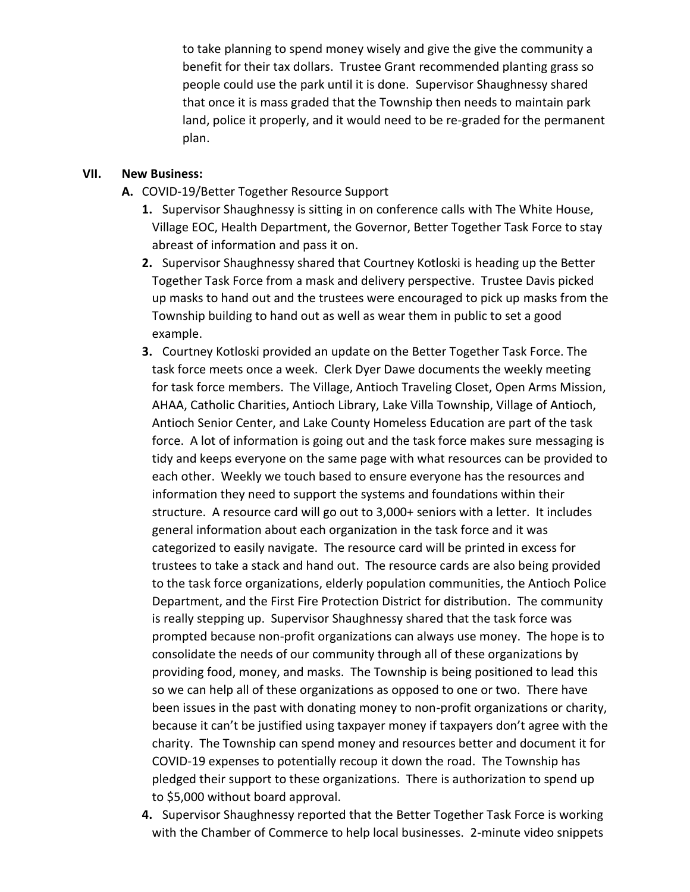to take planning to spend money wisely and give the give the community a benefit for their tax dollars. Trustee Grant recommended planting grass so people could use the park until it is done. Supervisor Shaughnessy shared that once it is mass graded that the Township then needs to maintain park land, police it properly, and it would need to be re-graded for the permanent plan.

**VII. New Business:**

**A.** COVID-19/Better Together Resource Support

**1.** Supervisor Shaughnessy is sitting in on conference calls with The White House, Village EOC, Health Department, the Governor, Better Together Task Force to stay abreast of information and pass it on.

**2.** Supervisor Shaughnessy shared that Courtney Kotloski is heading up the Better Together Task Force from a mask and delivery perspective. Trustee Davis picked up masks to hand out and the trustees were encouraged to pick up masks from the Township building to hand out as well as wear them in public to set a good example.

**3.** Courtney Kotloski provided an update on the Better Together Task Force. The task force meets once a week. Clerk Dyer Dawe documents the weekly meeting for task force members. The Village, Antioch Traveling Closet, Open Arms Mission, AHAA, Catholic Charities, Antioch Library, Lake Villa Township, Village of Antioch, Antioch Senior Center, and Lake County Homeless Education are part of the task force. A lot of information is going out and the task force makes sure messaging is tidy and keeps everyone on the same page with what resources can be provided to each other. Weekly we touch based to ensure everyone has the resources and information they need to support the systems and foundations within their structure. A resource card will go out to 3,000+ seniors with a letter. It includes general information about each organization in the task force and it was categorized to easily navigate. The resource card will be printed in excess for trustees to take a stack and hand out. The resource cards are also being provided to the task force organizations, elderly population communities, the Antioch Police Department, and the First Fire Protection District for distribution. The community is really stepping up. Supervisor Shaughnessy shared that the task force was prompted because non-profit organizations can always use money. The hope is to consolidate the needs of our community through all of these organizations by providing food, money, and masks. The Township is being positioned to lead this so we can help all of these organizations as opposed to one or two. There have been issues in the past with donating money to non-profit organizations or charity, because it can't be justified using taxpayer money if taxpayers don't agree with the charity. The Township can spend money and resources better and document it for COVID-19 expenses to potentially recoup it down the road. The Township has pledged their support to these organizations. There is authorization to spend up to $5,000 without board approval.

**4.** Supervisor Shaughnessy reported that the Better Together Task Force is working with the Chamber of Commerce to help local businesses. 2-minute video snippets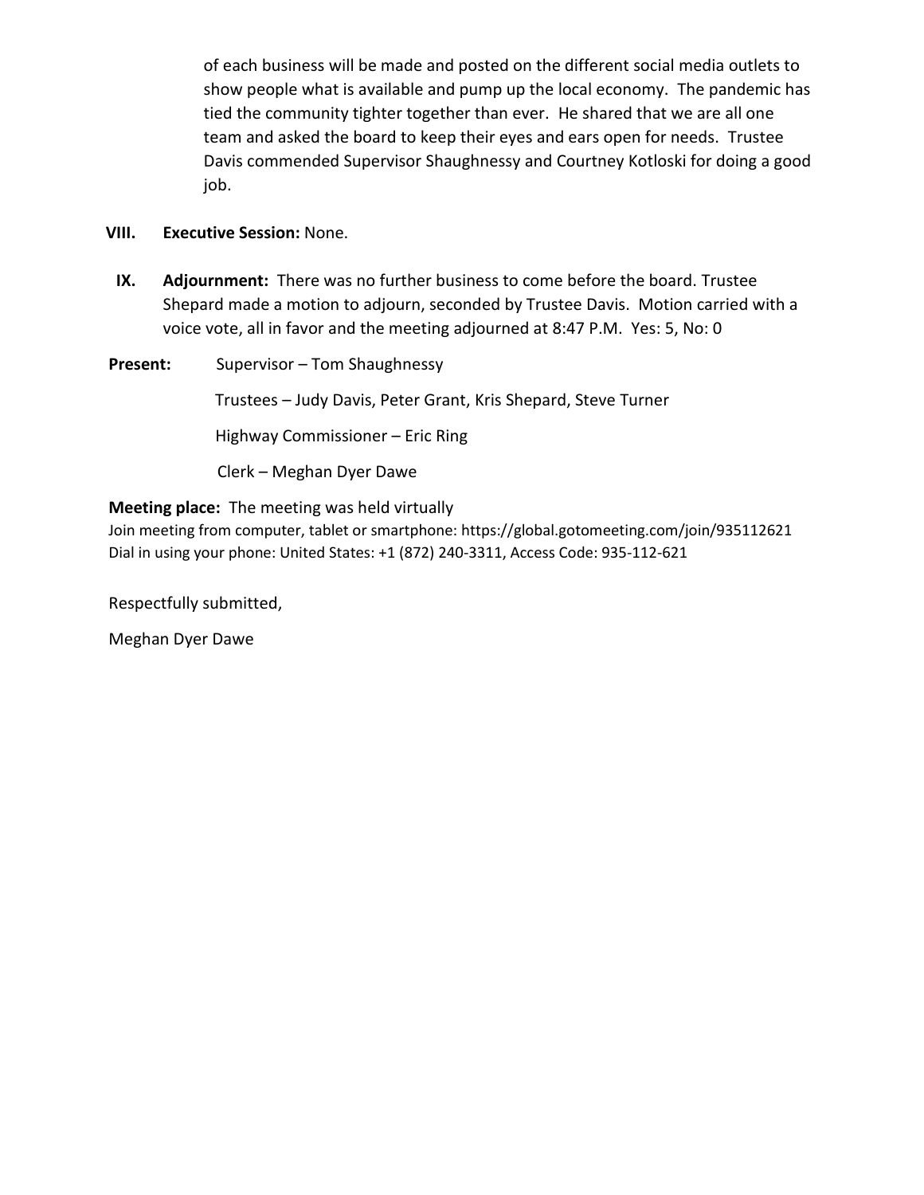of each business will be made and posted on the different social media outlets to show people what is available and pump up the local economy. The pandemic has tied the community tighter together than ever. He shared that we are all one team and asked the board to keep their eyes and ears open for needs. Trustee Davis commended Supervisor Shaughnessy and Courtney Kotloski for doing a good job.

**VIII. Executive Session:** None.

**IX. Adjournment:** There was no further business to come before the board. Trustee Shepard made a motion to adjourn, seconded by Trustee Davis. Motion carried with a voice vote, all in favor and the meeting adjourned at 8:47 P.M. Yes: 5, No: 0

**Present:** Supervisor – Tom Shaughnessy

Trustees – Judy Davis, Peter Grant, Kris Shepard, Steve Turner

Highway Commissioner – Eric Ring

Clerk – Meghan Dyer Dawe

**Meeting place:** The meeting was held virtually

Join meeting from computer, tablet or smartphone: https://global.gotomeeting.com/join/935112621
Dial in using your phone: United States: +1 (872) 240-3311, Access Code: 935-112-621

Respectfully submitted,

Meghan Dyer Dawe